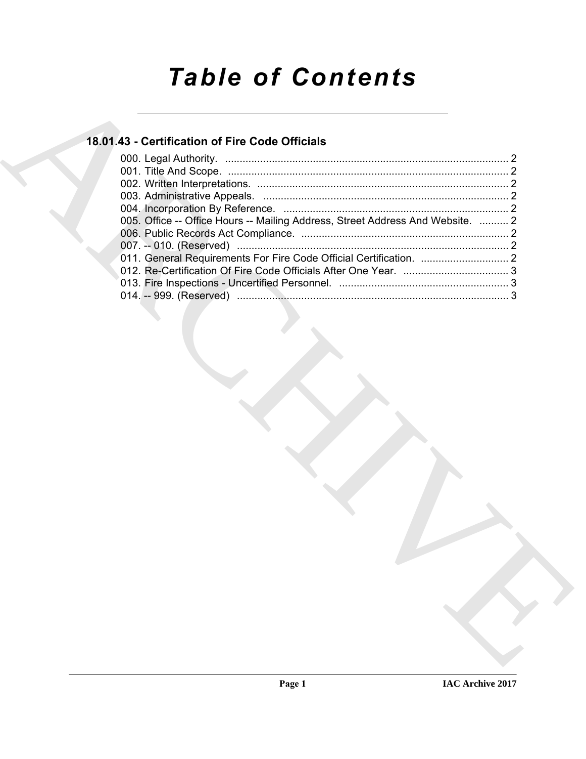# *Table of Contents*

## 18.01.43 - Certification of Fire Code Officials

000. Legal Authority. ........................................................................................ 2
001. Title And Scope. ........................................................................................ 2
002. Written Interpretations. ............................................................................. 2
003. Administrative Appeals. ............................................................................ 2
004. Incorporation By Reference. ..................................................................... 2
005. Office -- Office Hours -- Mailing Address, Street Address And Website. .......... 2
006. Public Records Act Compliance. ............................................................... 2
007. -- 010. (Reserved) ...................................................................................... 2
011. General Requirements For Fire Code Official Certification. ....................... 2
012. Re-Certification Of Fire Code Officials After One Year. ............................ 3
013. Fire Inspections - Uncertified Personnel. .................................................. 3
014. -- 999. (Reserved) ...................................................................................... 3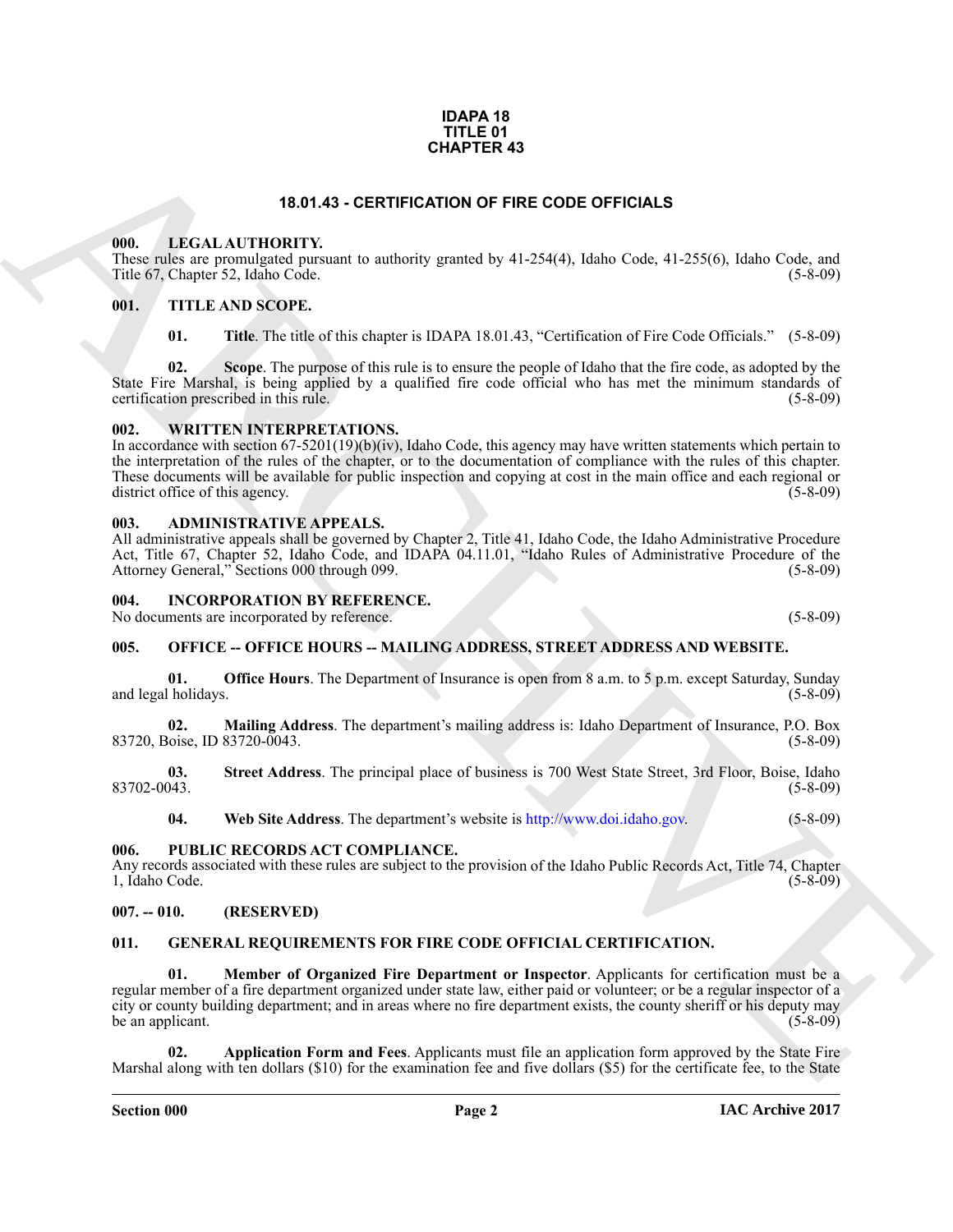**IDAPA 18**
**TITLE 01**
**CHAPTER 43**

## 18.01.43 - CERTIFICATION OF FIRE CODE OFFICIALS

### 000. LEGAL AUTHORITY.

These rules are promulgated pursuant to authority granted by 41-254(4), Idaho Code, 41-255(6), Idaho Code, and Title 67, Chapter 52, Idaho Code. (5-8-09)

### 001. TITLE AND SCOPE.

**01. Title**. The title of this chapter is IDAPA 18.01.43, "Certification of Fire Code Officials." (5-8-09)

**02. Scope**. The purpose of this rule is to ensure the people of Idaho that the fire code, as adopted by the State Fire Marshal, is being applied by a qualified fire code official who has met the minimum standards of certification prescribed in this rule. (5-8-09)

### 002. WRITTEN INTERPRETATIONS.

In accordance with section 67-5201(19)(b)(iv), Idaho Code, this agency may have written statements which pertain to the interpretation of the rules of the chapter, or to the documentation of compliance with the rules of this chapter. These documents will be available for public inspection and copying at cost in the main office and each regional or district office of this agency. (5-8-09)

### 003. ADMINISTRATIVE APPEALS.

All administrative appeals shall be governed by Chapter 2, Title 41, Idaho Code, the Idaho Administrative Procedure Act, Title 67, Chapter 52, Idaho Code, and IDAPA 04.11.01, "Idaho Rules of Administrative Procedure of the Attorney General," Sections 000 through 099. (5-8-09)

### 004. INCORPORATION BY REFERENCE.

No documents are incorporated by reference. (5-8-09)

### 005. OFFICE -- OFFICE HOURS -- MAILING ADDRESS, STREET ADDRESS AND WEBSITE.

**01. Office Hours**. The Department of Insurance is open from 8 a.m. to 5 p.m. except Saturday, Sunday and legal holidays. (5-8-09)

**02. Mailing Address**. The department's mailing address is: Idaho Department of Insurance, P.O. Box 83720, Boise, ID 83720-0043. (5-8-09)

**03. Street Address**. The principal place of business is 700 West State Street, 3rd Floor, Boise, Idaho 83702-0043. (5-8-09)

**04. Web Site Address**. The department's website is http://www.doi.idaho.gov. (5-8-09)

### 006. PUBLIC RECORDS ACT COMPLIANCE.

Any records associated with these rules are subject to the provision of the Idaho Public Records Act, Title 74, Chapter 1, Idaho Code. (5-8-09)

### 007. -- 010. (RESERVED)

### 011. GENERAL REQUIREMENTS FOR FIRE CODE OFFICIAL CERTIFICATION.

**01. Member of Organized Fire Department or Inspector**. Applicants for certification must be a regular member of a fire department organized under state law, either paid or volunteer; or be a regular inspector of a city or county building department; and in areas where no fire department exists, the county sheriff or his deputy may be an applicant. (5-8-09)

**02. Application Form and Fees**. Applicants must file an application form approved by the State Fire Marshal along with ten dollars ($10) for the examination fee and five dollars ($5) for the certificate fee, to the State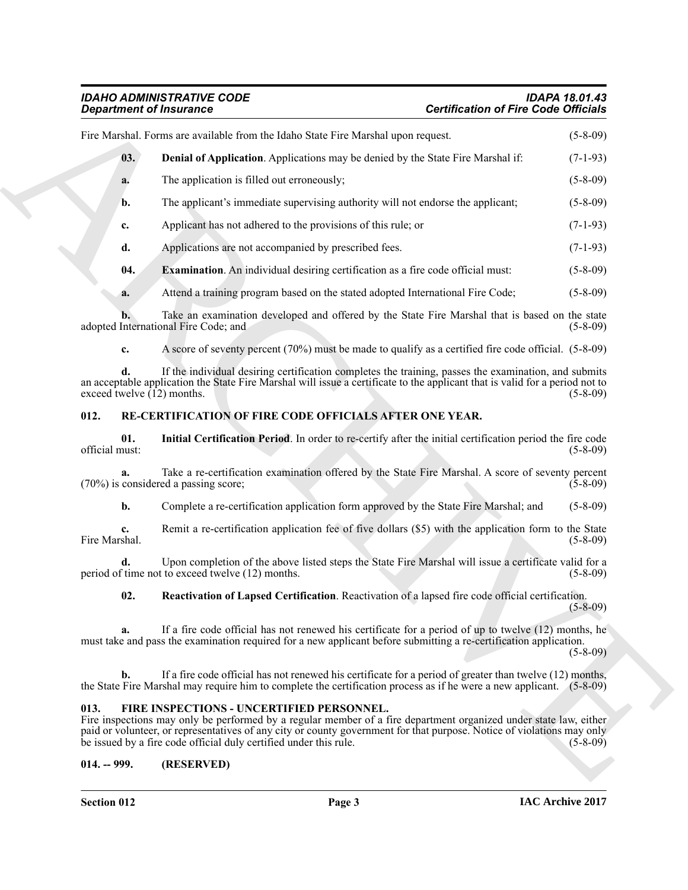Fire Marshal. Forms are available from the Idaho State Fire Marshal upon request. (5-8-09)

**03.** **Denial of Application**. Applications may be denied by the State Fire Marshal if: (7-1-93)

**a.** The application is filled out erroneously; (5-8-09)

**b.** The applicant's immediate supervising authority will not endorse the applicant; (5-8-09)

**c.** Applicant has not adhered to the provisions of this rule; or (7-1-93)

**d.** Applications are not accompanied by prescribed fees. (7-1-93)

**04.** **Examination**. An individual desiring certification as a fire code official must: (5-8-09)

**a.** Attend a training program based on the stated adopted International Fire Code; (5-8-09)

**b.** Take an examination developed and offered by the State Fire Marshal that is based on the state adopted International Fire Code; and (5-8-09)

**c.** A score of seventy percent (70%) must be made to qualify as a certified fire code official. (5-8-09)

**d.** If the individual desiring certification completes the training, passes the examination, and submits an acceptable application the State Fire Marshal will issue a certificate to the applicant that is valid for a period not to exceed twelve (12) months. (5-8-09)

## 012. RE-CERTIFICATION OF FIRE CODE OFFICIALS AFTER ONE YEAR.

**01.** **Initial Certification Period**. In order to re-certify after the initial certification period the fire code official must: (5-8-09)

**a.** Take a re-certification examination offered by the State Fire Marshal. A score of seventy percent (70%) is considered a passing score; (5-8-09)

**b.** Complete a re-certification application form approved by the State Fire Marshal; and (5-8-09)

**c.** Remit a re-certification application fee of five dollars ($5) with the application form to the State Fire Marshal. (5-8-09)

**d.** Upon completion of the above listed steps the State Fire Marshal will issue a certificate valid for a period of time not to exceed twelve (12) months. (5-8-09)

**02.** **Reactivation of Lapsed Certification**. Reactivation of a lapsed fire code official certification. (5-8-09)

**a.** If a fire code official has not renewed his certificate for a period of up to twelve (12) months, he must take and pass the examination required for a new applicant before submitting a re-certification application. (5-8-09)

**b.** If a fire code official has not renewed his certificate for a period of greater than twelve (12) months, the State Fire Marshal may require him to complete the certification process as if he were a new applicant. (5-8-09)

## 013. FIRE INSPECTIONS - UNCERTIFIED PERSONNEL.

Fire inspections may only be performed by a regular member of a fire department organized under state law, either paid or volunteer, or representatives of any city or county government for that purpose. Notice of violations may only be issued by a fire code official duly certified under this rule. (5-8-09)

## 014. -- 999. (RESERVED)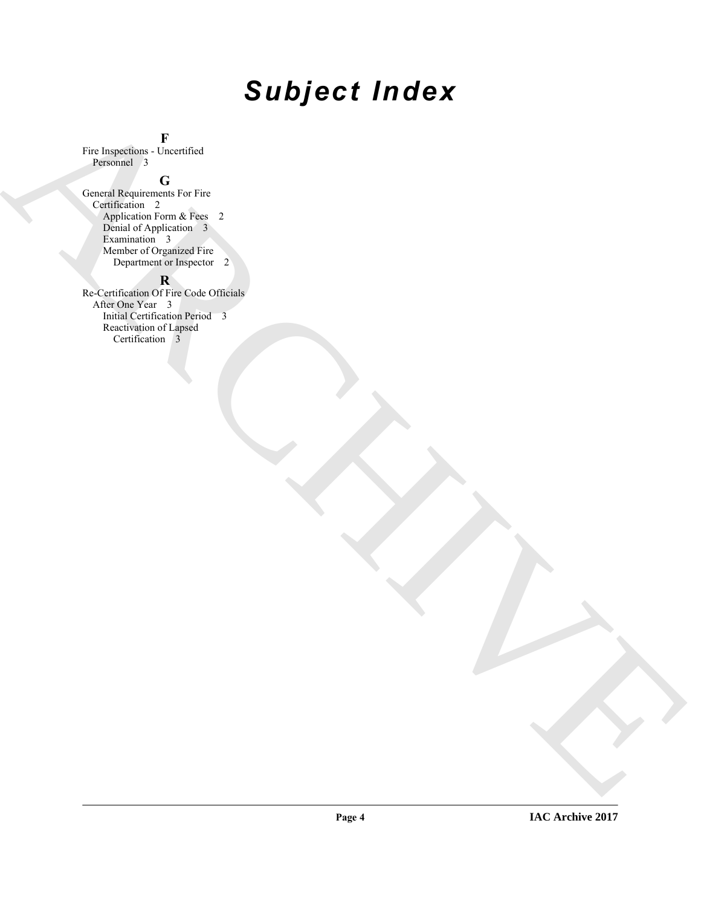# Subject Index

**F**

Fire Inspections - Uncertified Personnel 3

**G**

General Requirements For Fire Certification 2
- Application Form & Fees 2
- Denial of Application 3
- Examination 3
- Member of Organized Fire Department or Inspector 2

**R**

Re-Certification Of Fire Code Officials After One Year 3
- Initial Certification Period 3
- Reactivation of Lapsed Certification 3